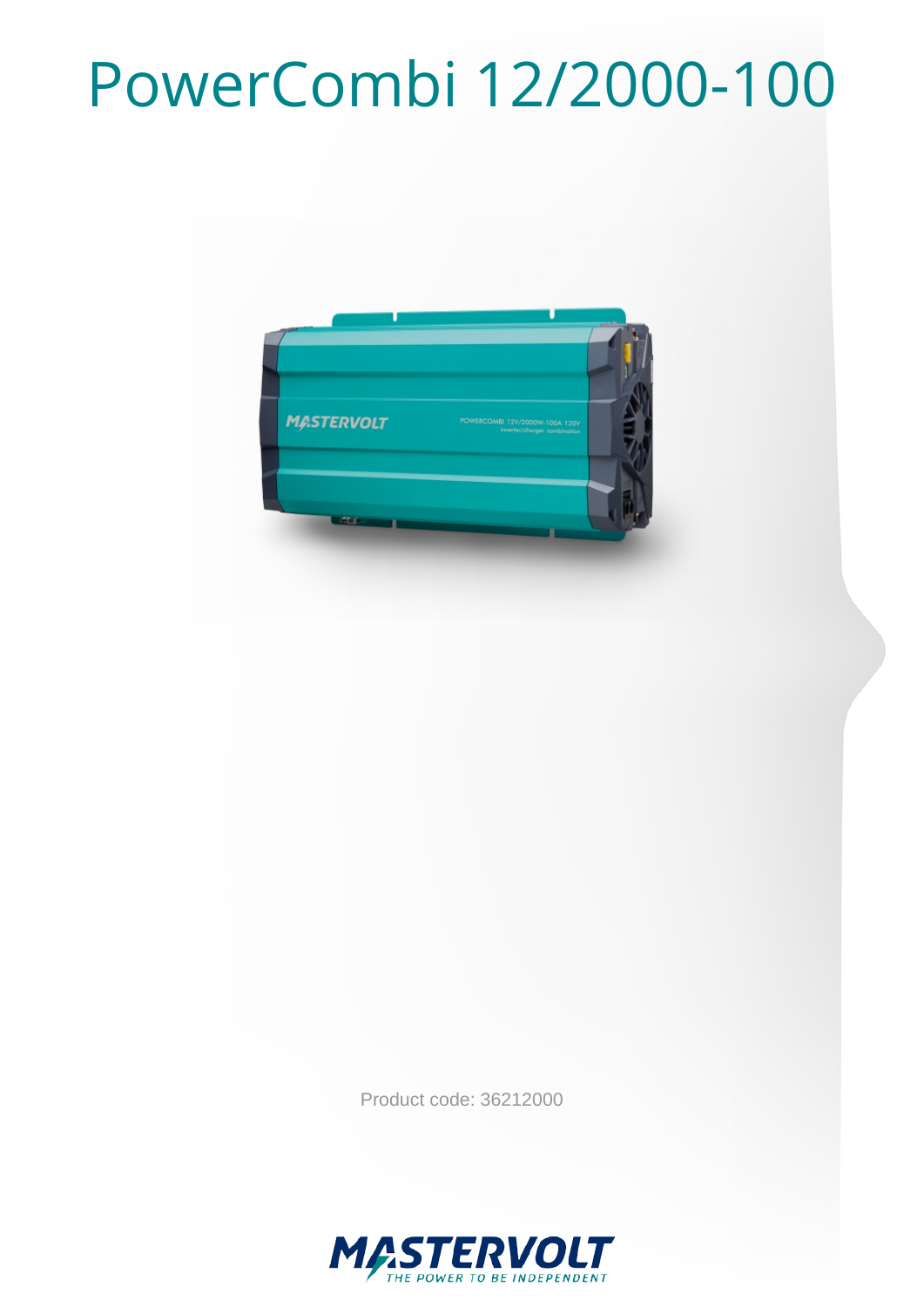# PowerCombi 12/2000-100

Product code: 36212000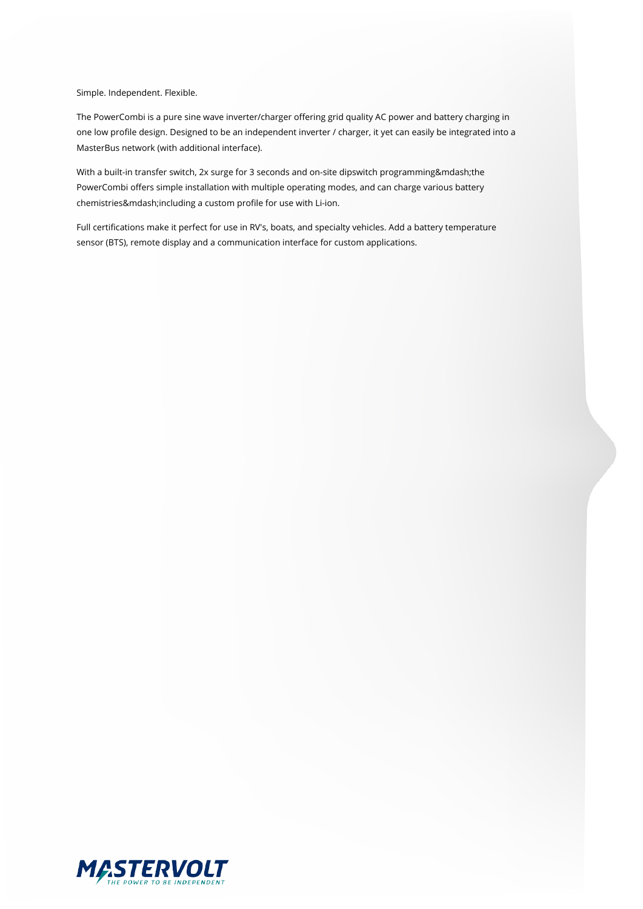Simple. Independent. Flexible.

The PowerCombi is a pure sine wave inverter/charger offering grid quality AC power and battery charging in one low profile design. Designed to be an independent inverter / charger, it yet can easily be integrated into a MasterBus network (with additional interface).

With a built-in transfer switch, 2x surge for 3 seconds and on-site dipswitch programming&mdash;the PowerCombi offers simple installation with multiple operating modes, and can charge various battery chemistries&mdash;including a custom profile for use with Li-ion.

Full certifications make it perfect for use in RV's, boats, and specialty vehicles. Add a battery temperature sensor (BTS), remote display and a communication interface for custom applications.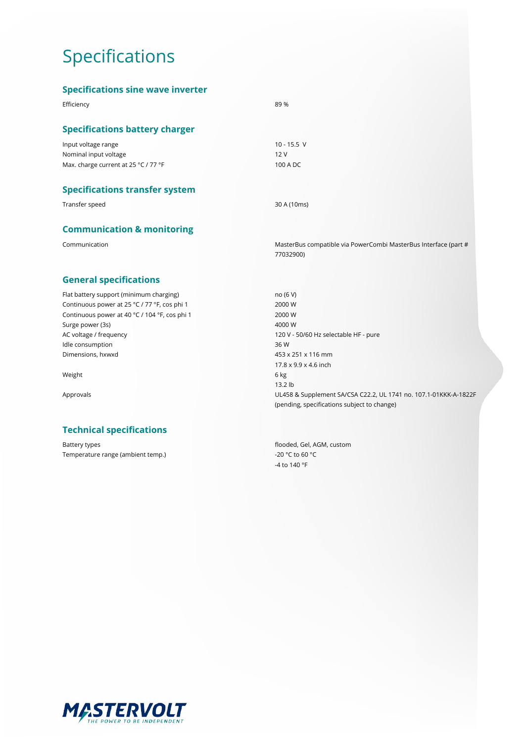# Specifications

## Specifications sine wave inverter

| | |
|---|---|
| Efficiency | 89 % |

## Specifications battery charger

| | |
|---|---|
| Input voltage range | 10 - 15.5 V |
| Nominal input voltage | 12 V |
| Max. charge current at 25 °C / 77 °F | 100 A DC |

## Specifications transfer system

| | |
|---|---|
| Transfer speed | 30 A (10ms) |

## Communication & monitoring

| | |
|---|---|
| Communication | MasterBus compatible via PowerCombi MasterBus Interface (part # 77032900) |

## General specifications

| | |
|---|---|
| Flat battery support (minimum charging) | no (6 V) |
| Continuous power at 25 °C / 77 °F, cos phi 1 | 2000 W |
| Continuous power at 40 °C / 104 °F, cos phi 1 | 2000 W |
| Surge power (3s) | 4000 W |
| AC voltage / frequency | 120 V - 50/60 Hz selectable HF - pure |
| Idle consumption | 36 W |
| Dimensions, hxwxd | 453 x 251 x 116 mm<br>17.8 x 9.9 x 4.6 inch |
| Weight | 6 kg<br>13.2 lb |
| Approvals | UL458 & Supplement SA/CSA C22.2, UL 1741 no. 107.1-01KKK-A-1822F (pending, specifications subject to change) |

## Technical specifications

| | |
|---|---|
| Battery types | flooded, Gel, AGM, custom |
| Temperature range (ambient temp.) | -20 °C to 60 °C<br>-4 to 140 °F |

MASTERVOLT
THE POWER TO BE INDEPENDENT